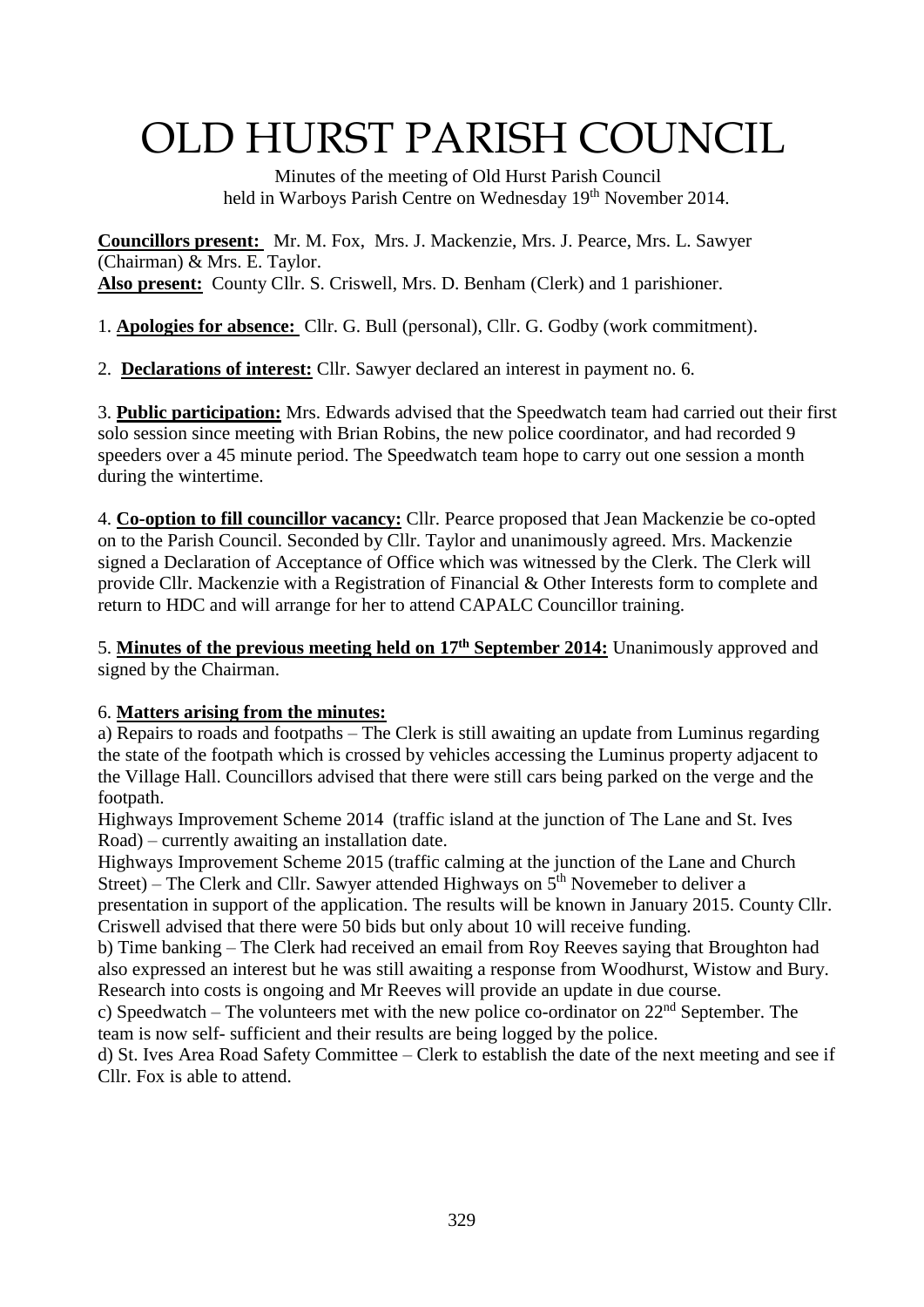# OLD HURST PARISH COUNCIL

Minutes of the meeting of Old Hurst Parish Council held in Warboys Parish Centre on Wednesday 19th November 2014.

**Councillors present:** Mr. M. Fox, Mrs. J. Mackenzie, Mrs. J. Pearce, Mrs. L. Sawyer (Chairman) & Mrs. E. Taylor.
**Also present:** County Cllr. S. Criswell, Mrs. D. Benham (Clerk) and 1 parishioner.

1. **Apologies for absence:** Cllr. G. Bull (personal), Cllr. G. Godby (work commitment).

2. **Declarations of interest:** Cllr. Sawyer declared an interest in payment no. 6.

3. **Public participation:** Mrs. Edwards advised that the Speedwatch team had carried out their first solo session since meeting with Brian Robins, the new police coordinator, and had recorded 9 speeders over a 45 minute period. The Speedwatch team hope to carry out one session a month during the wintertime.

4. **Co-option to fill councillor vacancy:** Cllr. Pearce proposed that Jean Mackenzie be co-opted on to the Parish Council. Seconded by Cllr. Taylor and unanimously agreed. Mrs. Mackenzie signed a Declaration of Acceptance of Office which was witnessed by the Clerk. The Clerk will provide Cllr. Mackenzie with a Registration of Financial & Other Interests form to complete and return to HDC and will arrange for her to attend CAPALC Councillor training.

5. **Minutes of the previous meeting held on 17th September 2014:** Unanimously approved and signed by the Chairman.

6. **Matters arising from the minutes:**
a) Repairs to roads and footpaths – The Clerk is still awaiting an update from Luminus regarding the state of the footpath which is crossed by vehicles accessing the Luminus property adjacent to the Village Hall. Councillors advised that there were still cars being parked on the verge and the footpath.
Highways Improvement Scheme 2014 (traffic island at the junction of The Lane and St. Ives Road) – currently awaiting an installation date.
Highways Improvement Scheme 2015 (traffic calming at the junction of the Lane and Church Street) – The Clerk and Cllr. Sawyer attended Highways on 5th Novemeber to deliver a presentation in support of the application. The results will be known in January 2015. County Cllr. Criswell advised that there were 50 bids but only about 10 will receive funding.
b) Time banking – The Clerk had received an email from Roy Reeves saying that Broughton had also expressed an interest but he was still awaiting a response from Woodhurst, Wistow and Bury. Research into costs is ongoing and Mr Reeves will provide an update in due course.
c) Speedwatch – The volunteers met with the new police co-ordinator on 22nd September. The team is now self- sufficient and their results are being logged by the police.
d) St. Ives Area Road Safety Committee – Clerk to establish the date of the next meeting and see if Cllr. Fox is able to attend.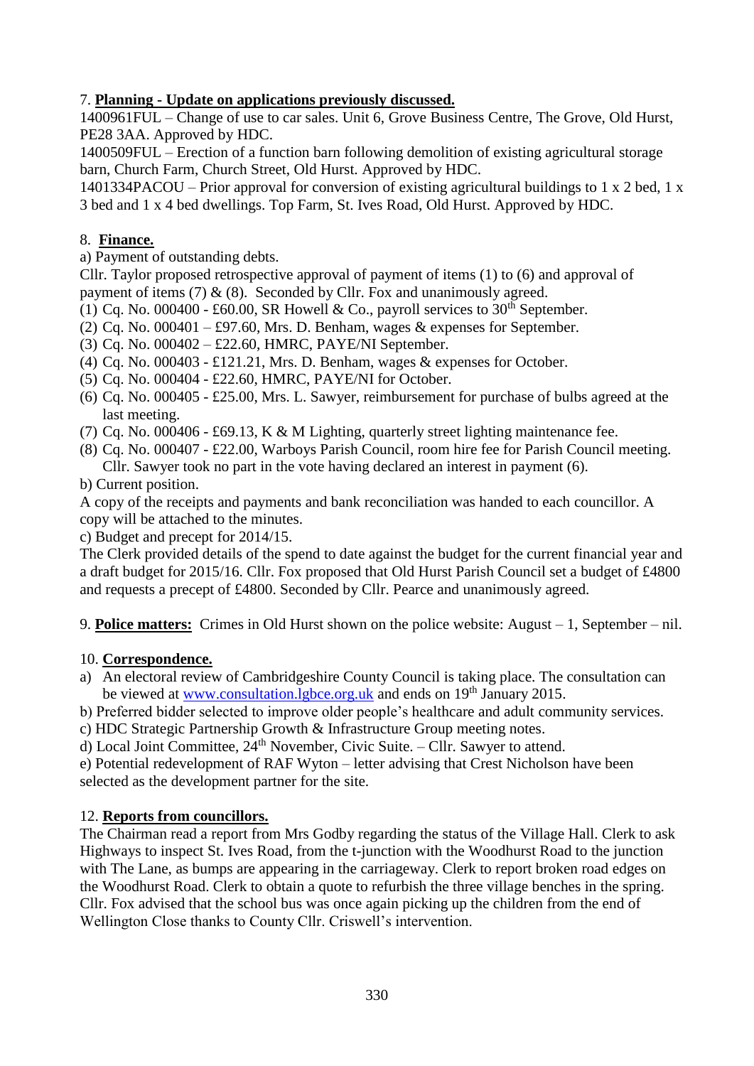7. **Planning - Update on applications previously discussed.**

1400961FUL – Change of use to car sales. Unit 6, Grove Business Centre, The Grove, Old Hurst, PE28 3AA. Approved by HDC.

1400509FUL – Erection of a function barn following demolition of existing agricultural storage barn, Church Farm, Church Street, Old Hurst. Approved by HDC.

1401334PACOU – Prior approval for conversion of existing agricultural buildings to 1 x 2 bed, 1 x 3 bed and 1 x 4 bed dwellings. Top Farm, St. Ives Road, Old Hurst. Approved by HDC.

8. **Finance.**

a) Payment of outstanding debts.

Cllr. Taylor proposed retrospective approval of payment of items (1) to (6) and approval of payment of items (7) & (8). Seconded by Cllr. Fox and unanimously agreed.

(1) Cq. No. 000400 - £60.00, SR Howell & Co., payroll services to 30th September.
(2) Cq. No. 000401 – £97.60, Mrs. D. Benham, wages & expenses for September.
(3) Cq. No. 000402 – £22.60, HMRC, PAYE/NI September.
(4) Cq. No. 000403 - £121.21, Mrs. D. Benham, wages & expenses for October.
(5) Cq. No. 000404 - £22.60, HMRC, PAYE/NI for October.
(6) Cq. No. 000405 - £25.00, Mrs. L. Sawyer, reimbursement for purchase of bulbs agreed at the last meeting.
(7) Cq. No. 000406 - £69.13, K & M Lighting, quarterly street lighting maintenance fee.
(8) Cq. No. 000407 - £22.00, Warboys Parish Council, room hire fee for Parish Council meeting. Cllr. Sawyer took no part in the vote having declared an interest in payment (6).

b) Current position.

A copy of the receipts and payments and bank reconciliation was handed to each councillor. A copy will be attached to the minutes.

c) Budget and precept for 2014/15.

The Clerk provided details of the spend to date against the budget for the current financial year and a draft budget for 2015/16. Cllr. Fox proposed that Old Hurst Parish Council set a budget of £4800 and requests a precept of £4800. Seconded by Cllr. Pearce and unanimously agreed.

9. **Police matters:** Crimes in Old Hurst shown on the police website: August – 1, September – nil.

10. **Correspondence.**

a) An electoral review of Cambridgeshire County Council is taking place. The consultation can be viewed at www.consultation.lgbce.org.uk and ends on 19th January 2015.
b) Preferred bidder selected to improve older people's healthcare and adult community services.
c) HDC Strategic Partnership Growth & Infrastructure Group meeting notes.
d) Local Joint Committee, 24th November, Civic Suite. – Cllr. Sawyer to attend.
e) Potential redevelopment of RAF Wyton – letter advising that Crest Nicholson have been selected as the development partner for the site.

12. **Reports from councillors.**

The Chairman read a report from Mrs Godby regarding the status of the Village Hall. Clerk to ask Highways to inspect St. Ives Road, from the t-junction with the Woodhurst Road to the junction with The Lane, as bumps are appearing in the carriageway. Clerk to report broken road edges on the Woodhurst Road. Clerk to obtain a quote to refurbish the three village benches in the spring. Cllr. Fox advised that the school bus was once again picking up the children from the end of Wellington Close thanks to County Cllr. Criswell's intervention.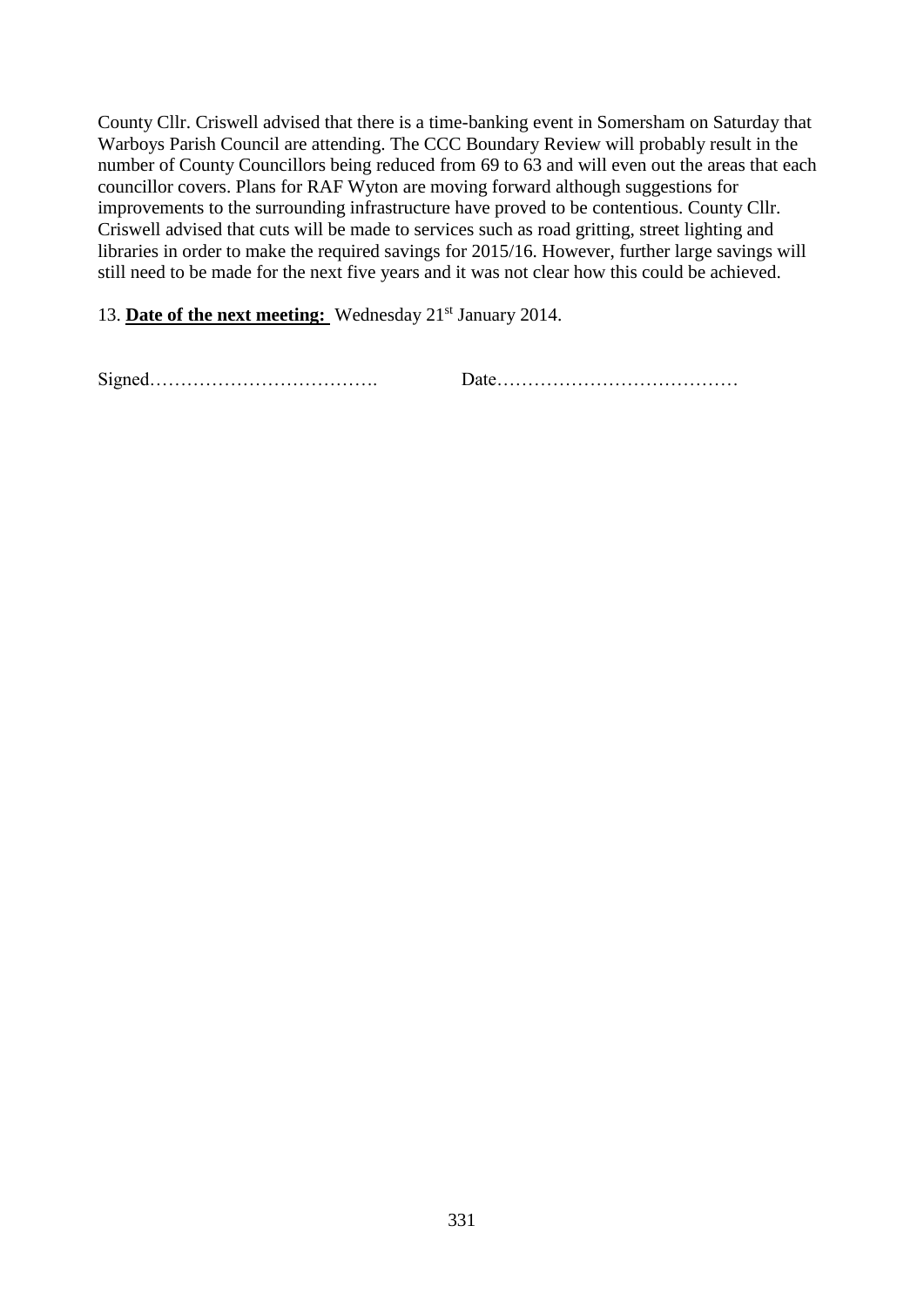County Cllr. Criswell advised that there is a time-banking event in Somersham on Saturday that Warboys Parish Council are attending. The CCC Boundary Review will probably result in the number of County Councillors being reduced from 69 to 63 and will even out the areas that each councillor covers. Plans for RAF Wyton are moving forward although suggestions for improvements to the surrounding infrastructure have proved to be contentious. County Cllr. Criswell advised that cuts will be made to services such as road gritting, street lighting and libraries in order to make the required savings for 2015/16. However, further large savings will still need to be made for the next five years and it was not clear how this could be achieved.

13. **<u>Date of the next meeting:</u>** Wednesday 21st January 2014.

Signed……………………………….                Date…………………………………